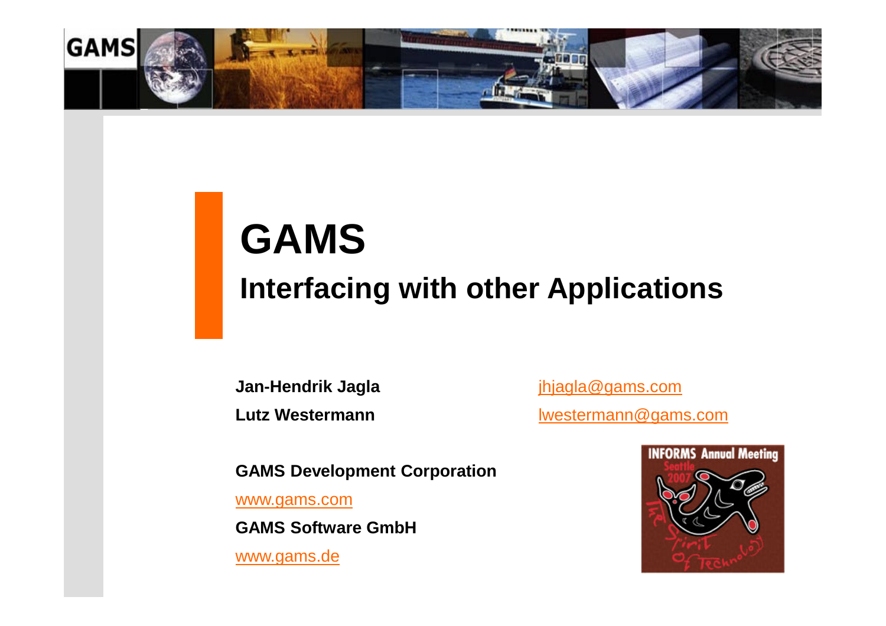# GAMS

## Interfacing with other Applications

**Jan-Hendrik Jagla** jhjagla@gams.com

**Lutz Westermann** lwestermann@gams.com

**GAMS Development Corporation**

www.gams.com

**GAMS Software GmbH**

www.gams.de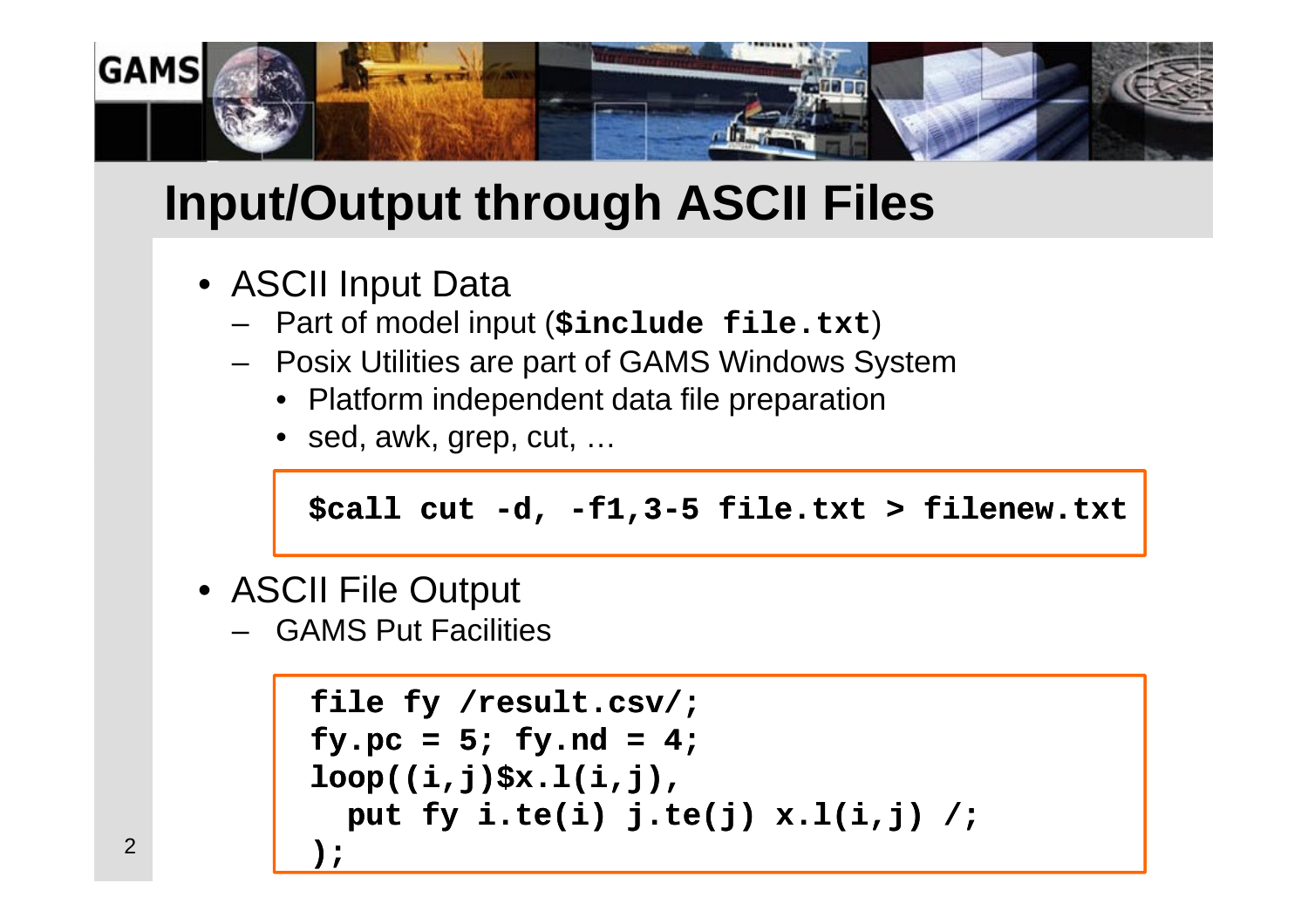# Input/Output through ASCII Files

- ASCII Input Data
  - Part of model input (**`$include file.txt`**)
  - Posix Utilities are part of GAMS Windows System
    - Platform independent data file preparation
    - sed, awk, grep, cut, …

```
$call cut -d, -f1,3-5 file.txt > filenew.txt
```

- ASCII File Output
  - GAMS Put Facilities

```
file fy /result.csv/;
fy.pc = 5; fy.nd = 4;
loop((i,j)$x.l(i,j),
  put fy i.te(i) j.te(j) x.l(i,j) /;
);
```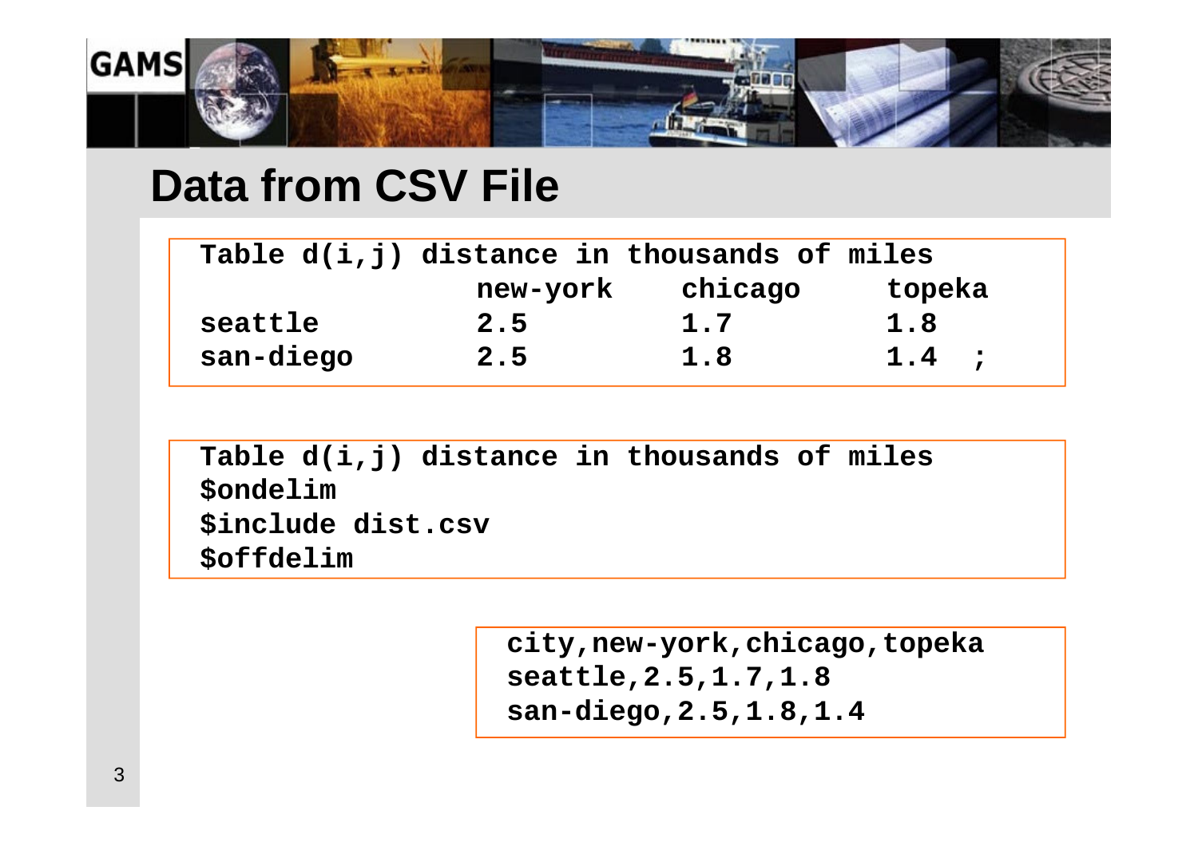# Data from CSV File

```
Table d(i,j) distance in thousands of miles
                new-york     chicago      topeka
seattle         2.5          1.7          1.8
san-diego       2.5          1.8          1.4  ;
```

```
Table d(i,j) distance in thousands of miles
$ondelim
$include dist.csv
$offdelim
```

```
city,new-york,chicago,topeka
seattle,2.5,1.7,1.8
san-diego,2.5,1.8,1.4
```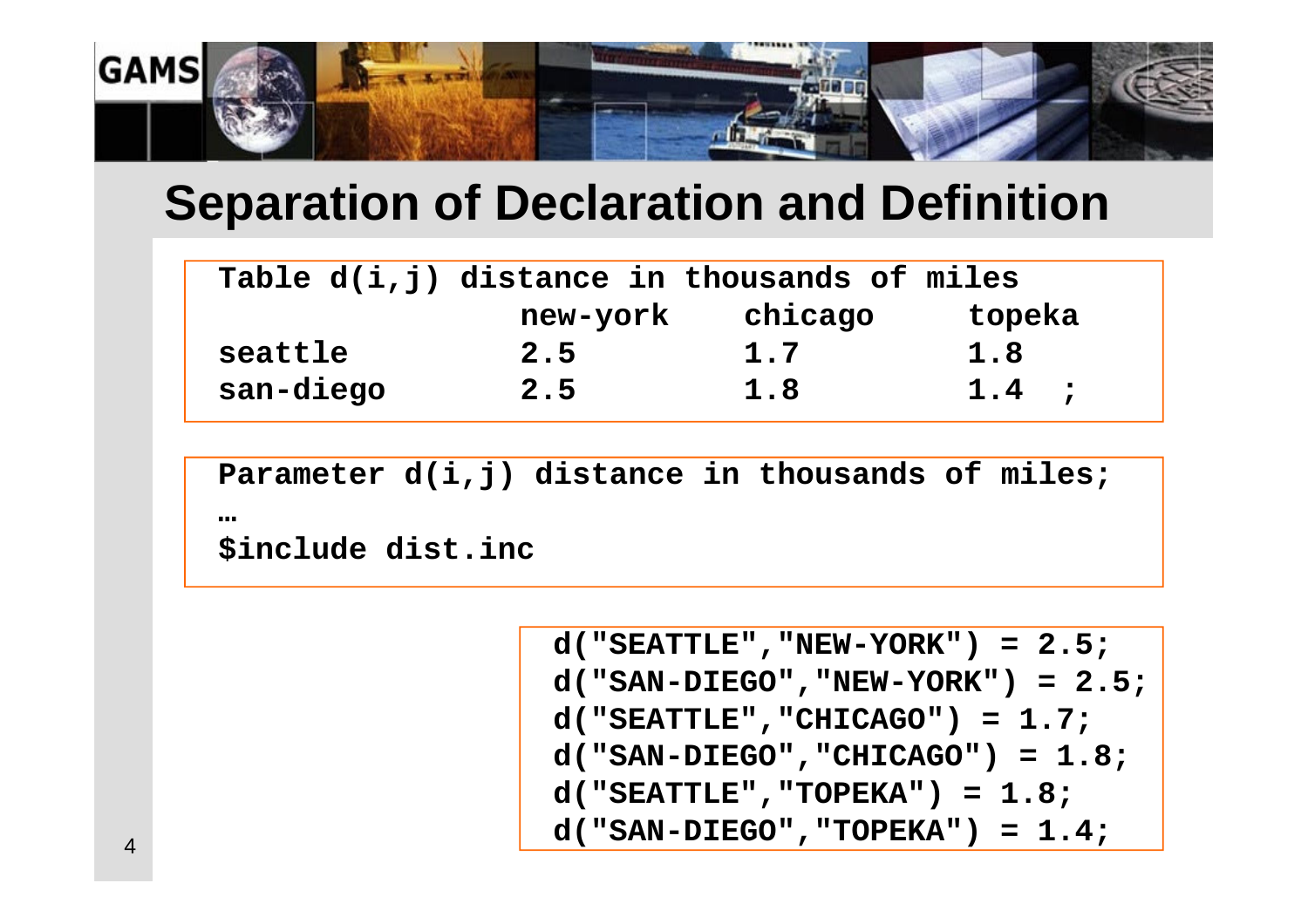# Separation of Declaration and Definition

```
Table d(i,j) distance in thousands of miles
                 new-york     chicago      topeka
seattle          2.5          1.7          1.8
san-diego        2.5          1.8          1.4  ;
```

```
Parameter d(i,j) distance in thousands of miles;
…
$include dist.inc
```

```
d("SEATTLE","NEW-YORK") = 2.5;
d("SAN-DIEGO","NEW-YORK") = 2.5;
d("SEATTLE","CHICAGO") = 1.7;
d("SAN-DIEGO","CHICAGO") = 1.8;
d("SEATTLE","TOPEKA") = 1.8;
d("SAN-DIEGO","TOPEKA") = 1.4;
```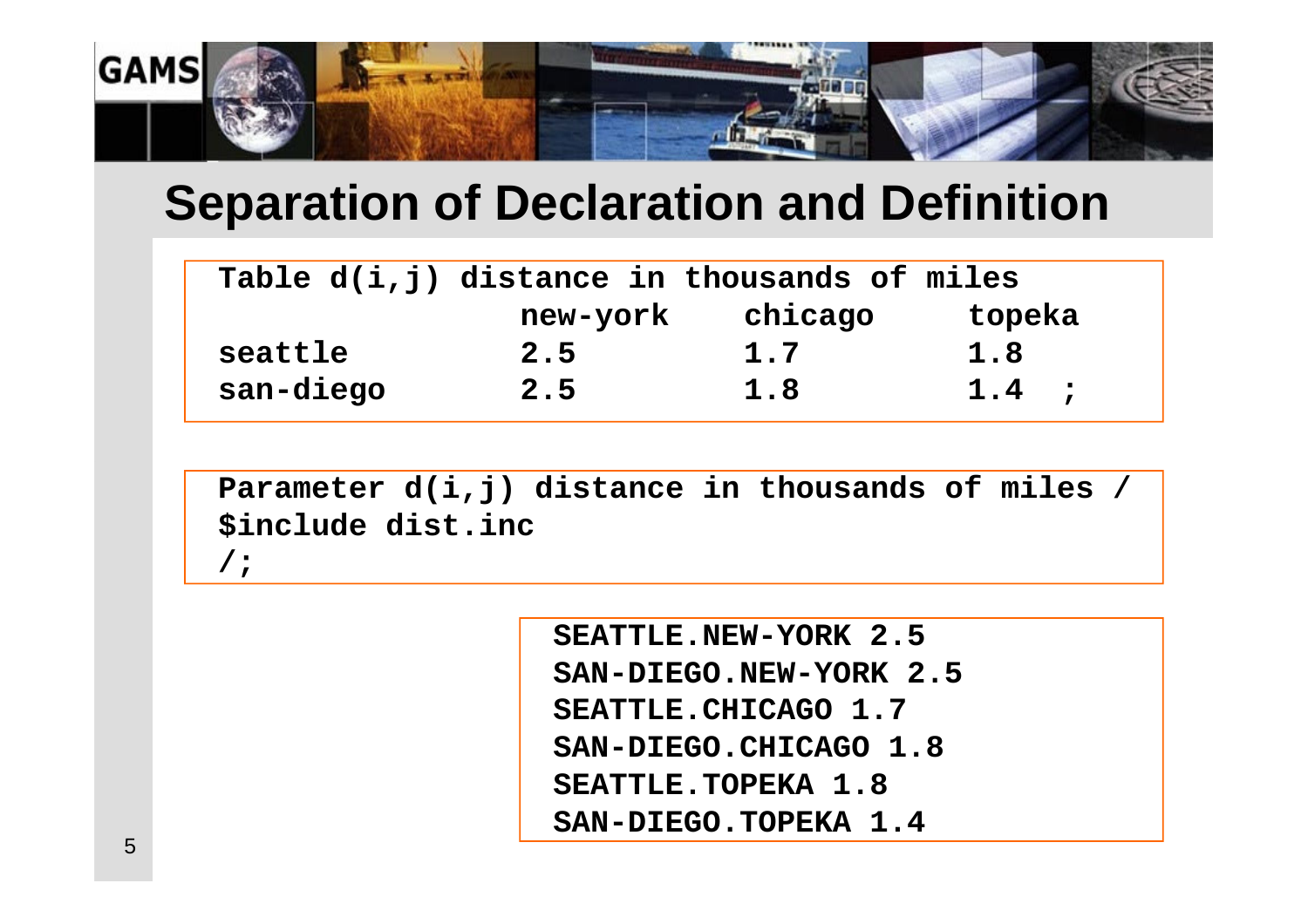## Separation of Declaration and Definition

```
Table d(i,j) distance in thousands of miles
               new-york     chicago      topeka
seattle        2.5          1.7          1.8
san-diego      2.5          1.8          1.4  ;
```

```
Parameter d(i,j) distance in thousands of miles /
$include dist.inc
/;
```

```
SEATTLE.NEW-YORK 2.5
SAN-DIEGO.NEW-YORK 2.5
SEATTLE.CHICAGO 1.7
SAN-DIEGO.CHICAGO 1.8
SEATTLE.TOPEKA 1.8
SAN-DIEGO.TOPEKA 1.4
```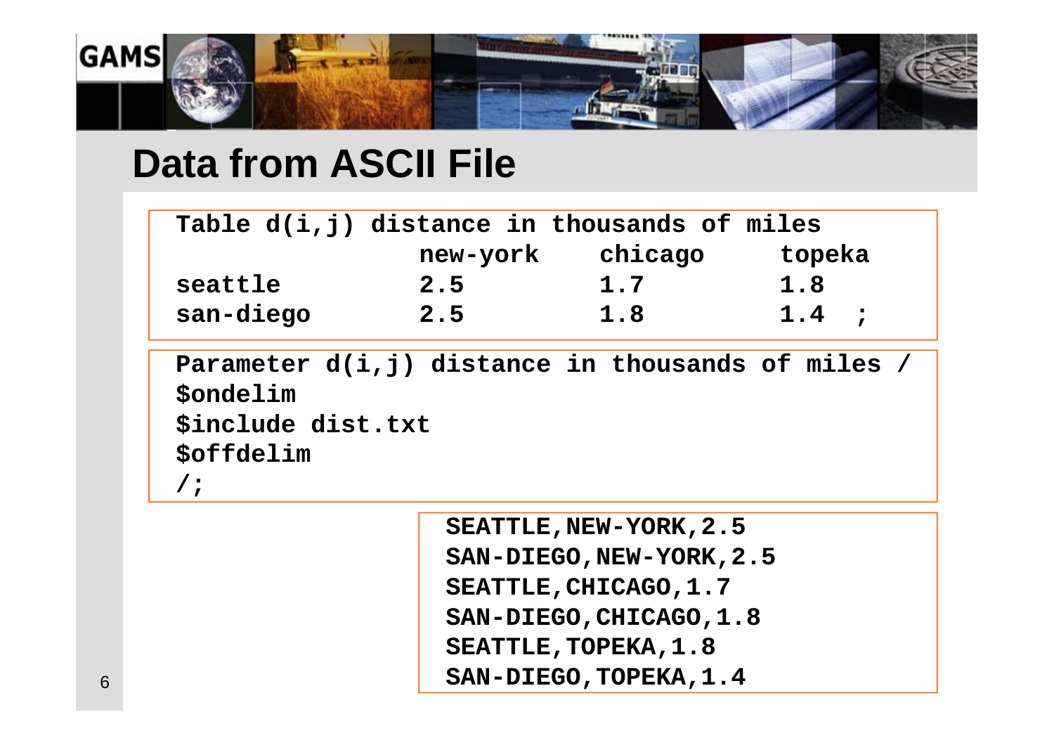# Data from ASCII File

```
Table d(i,j) distance in thousands of miles
                new-york     chicago      topeka
seattle         2.5          1.7          1.8
san-diego       2.5          1.8          1.4  ;
```

```
Parameter d(i,j) distance in thousands of miles /
$ondelim
$include dist.txt
$offdelim
/;
```

```
SEATTLE,NEW-YORK,2.5
SAN-DIEGO,NEW-YORK,2.5
SEATTLE,CHICAGO,1.7
SAN-DIEGO,CHICAGO,1.8
SEATTLE,TOPEKA,1.8
SAN-DIEGO,TOPEKA,1.4
```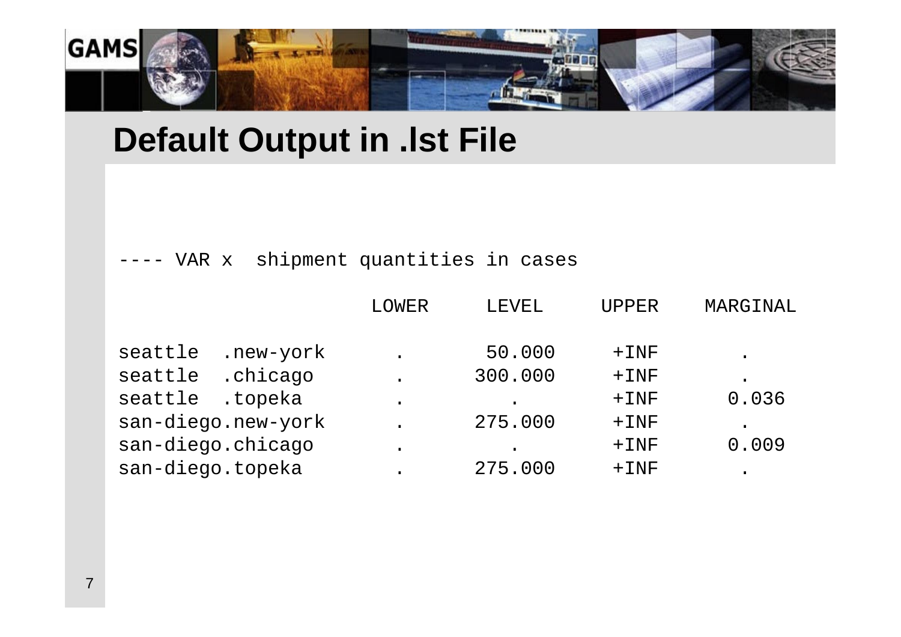## Default Output in .lst File

```
---- VAR x  shipment quantities in cases

                      LOWER     LEVEL     UPPER    MARGINAL

seattle  .new-york      .       50.000     +INF       .
seattle  .chicago       .      300.000     +INF       .
seattle  .topeka        .         .        +INF      0.036
san-diego.new-york      .      275.000     +INF       .
san-diego.chicago       .         .        +INF      0.009
san-diego.topeka        .      275.000     +INF       .
```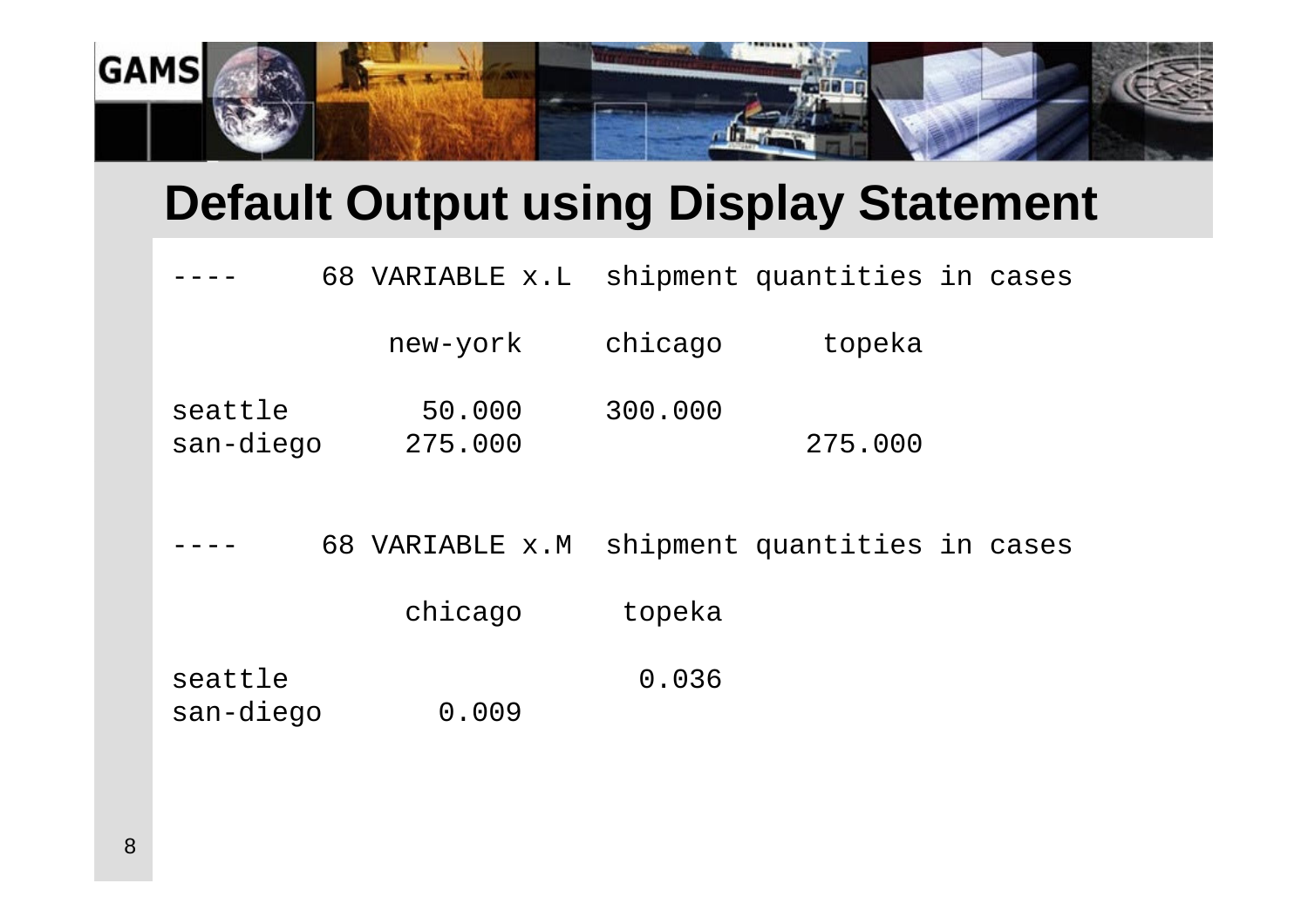# Default Output using Display Statement

```
----      68 VARIABLE x.L  shipment quantities in cases

              new-york     chicago      topeka

seattle         50.000     300.000
san-diego      275.000                 275.000


----      68 VARIABLE x.M  shipment quantities in cases

               chicago      topeka

seattle                      0.036
san-diego        0.009
```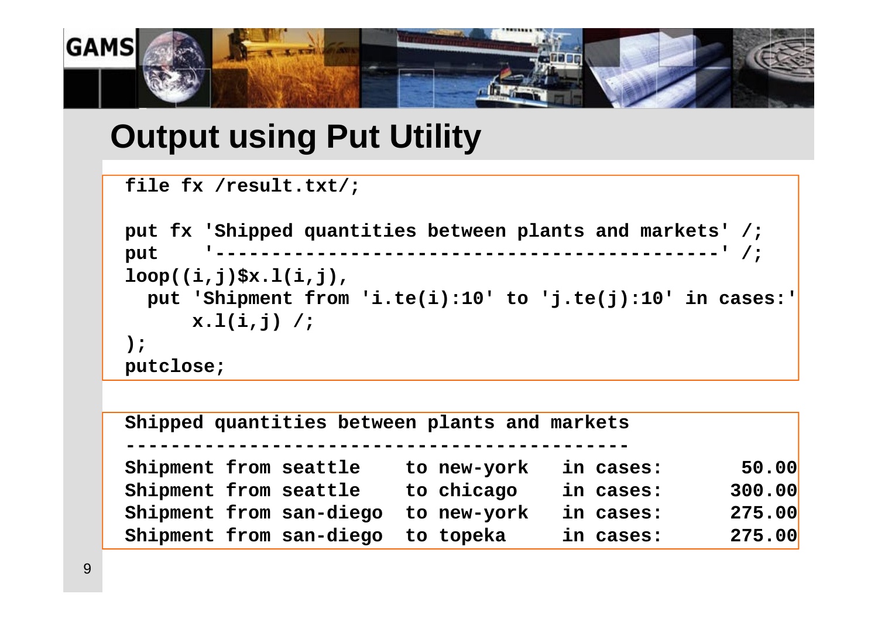# Output using Put Utility

```
file fx /result.txt/;

put fx 'Shipped quantities between plants and markets' /;
put    '---------------------------------------------' /;
loop((i,j)$x.l(i,j),
  put 'Shipment from 'i.te(i):10' to 'j.te(j):10' in cases:'
      x.l(i,j) /;
);
putclose;
```

```
Shipped quantities between plants and markets
---------------------------------------------
Shipment from seattle    to new-york   in cases:        50.00
Shipment from seattle    to chicago    in cases:       300.00
Shipment from san-diego  to new-york   in cases:       275.00
Shipment from san-diego  to topeka     in cases:       275.00
```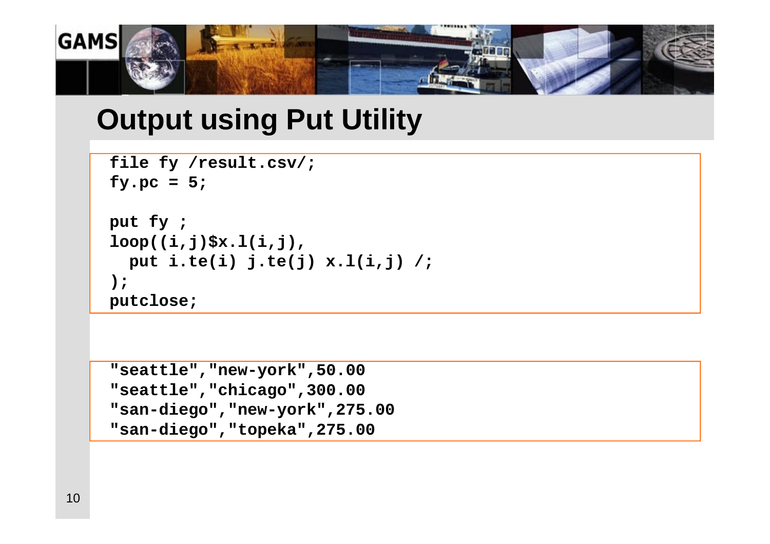# Output using Put Utility

```
file fy /result.csv/;
fy.pc = 5;

put fy ;
loop((i,j)$x.l(i,j),
  put i.te(i) j.te(j) x.l(i,j) /;
);
putclose;
```

```
"seattle","new-york",50.00
"seattle","chicago",300.00
"san-diego","new-york",275.00
"san-diego","topeka",275.00
```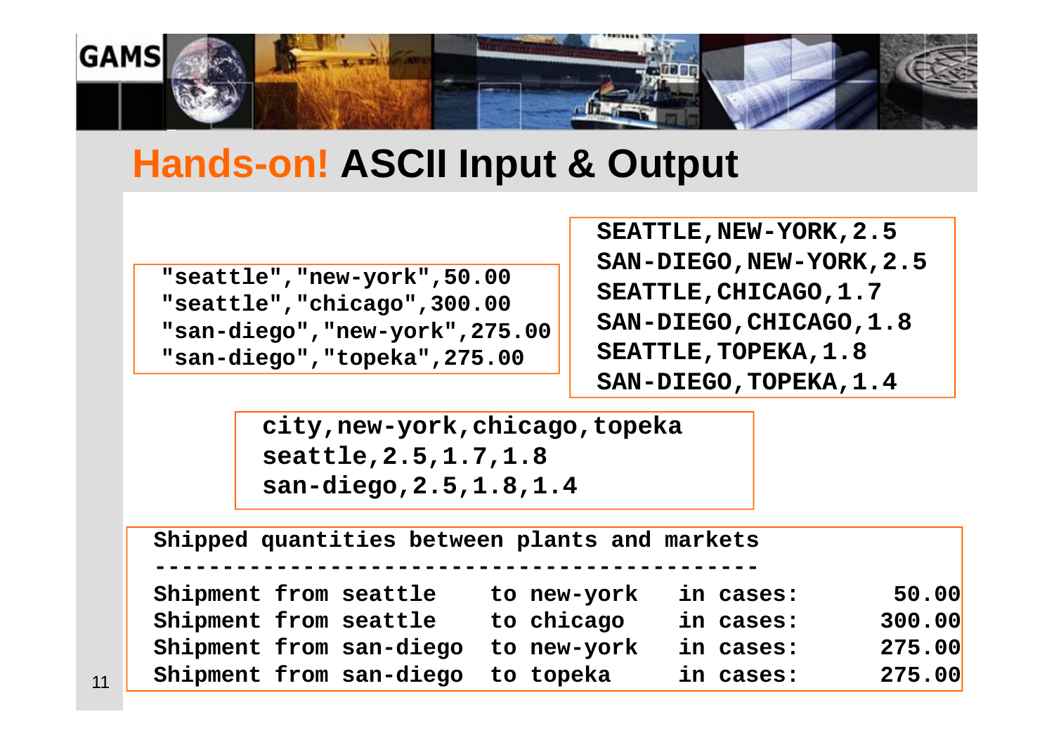# Hands-on! ASCII Input & Output

```
"seattle","new-york",50.00
"seattle","chicago",300.00
"san-diego","new-york",275.00
"san-diego","topeka",275.00
```

```
SEATTLE,NEW-YORK,2.5
SAN-DIEGO,NEW-YORK,2.5
SEATTLE,CHICAGO,1.7
SAN-DIEGO,CHICAGO,1.8
SEATTLE,TOPEKA,1.8
SAN-DIEGO,TOPEKA,1.4
```

```
city,new-york,chicago,topeka
seattle,2.5,1.7,1.8
san-diego,2.5,1.8,1.4
```

```
Shipped quantities between plants and markets
---------------------------------------------
Shipment from seattle    to new-york    in cases:        50.00
Shipment from seattle    to chicago     in cases:       300.00
Shipment from san-diego  to new-york    in cases:       275.00
Shipment from san-diego  to topeka      in cases:       275.00
```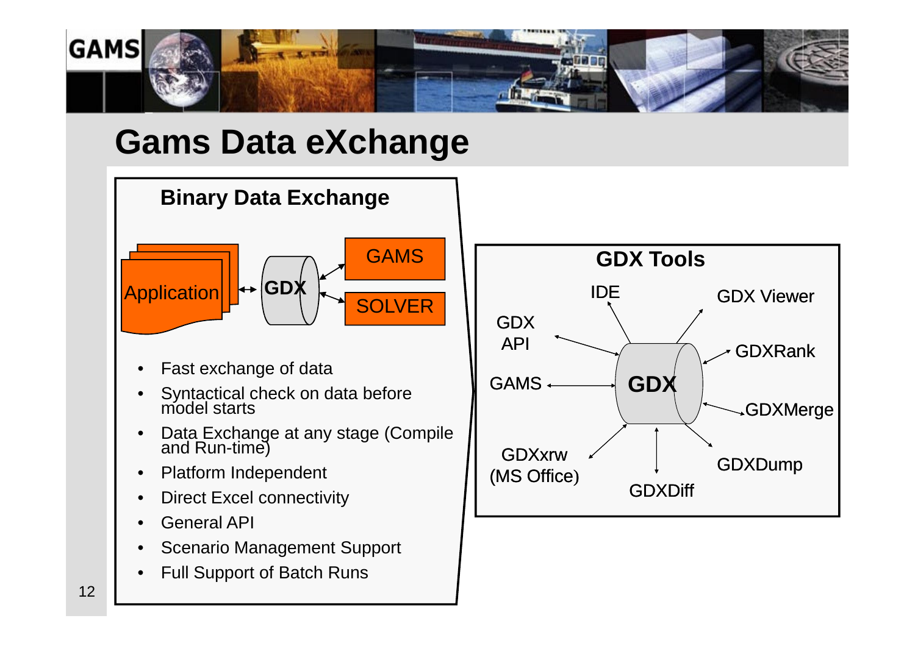# Gams Data eXchange

## Binary Data Exchange

Application ↔ GDX ↔ GAMS / SOLVER

- Fast exchange of data
- Syntactical check on data before model starts
- Data Exchange at any stage (Compile and Run-time)
- Platform Independent
- Direct Excel connectivity
- General API
- Scenario Management Support
- Full Support of Batch Runs

## GDX Tools

GDX is connected to:

- IDE
- GDX Viewer
- GDXRank
- GDXMerge
- GDXDump
- GDXDiff
- GDXxrw (MS Office)
- GAMS
- GDX API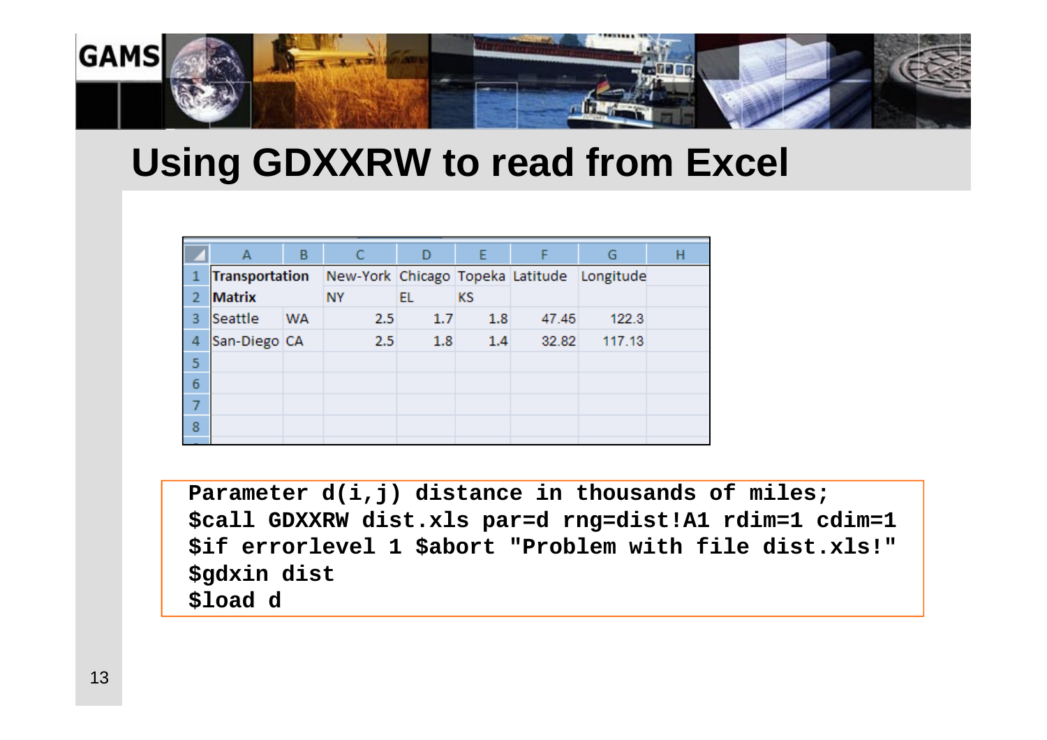# Using GDXXRW to read from Excel

|   | A | B | C | D | E | F | G | H |
|---|---|---|---|---|---|---|---|---|
| 1 | **Transportation** | | New-York | Chicago | Topeka | Latitude | Longitude | |
| 2 | **Matrix** | | NY | EL | KS | | | |
| 3 | Seattle | WA | 2.5 | 1.7 | 1.8 | 47.45 | 122.3 | |
| 4 | San-Diego | CA | 2.5 | 1.8 | 1.4 | 32.82 | 117.13 | |
| 5 | | | | | | | | |
| 6 | | | | | | | | |
| 7 | | | | | | | | |
| 8 | | | | | | | | |

```
Parameter d(i,j) distance in thousands of miles;
$call GDXXRW dist.xls par=d rng=dist!A1 rdim=1 cdim=1
$if errorlevel 1 $abort "Problem with file dist.xls!"
$gdxin dist
$load d
```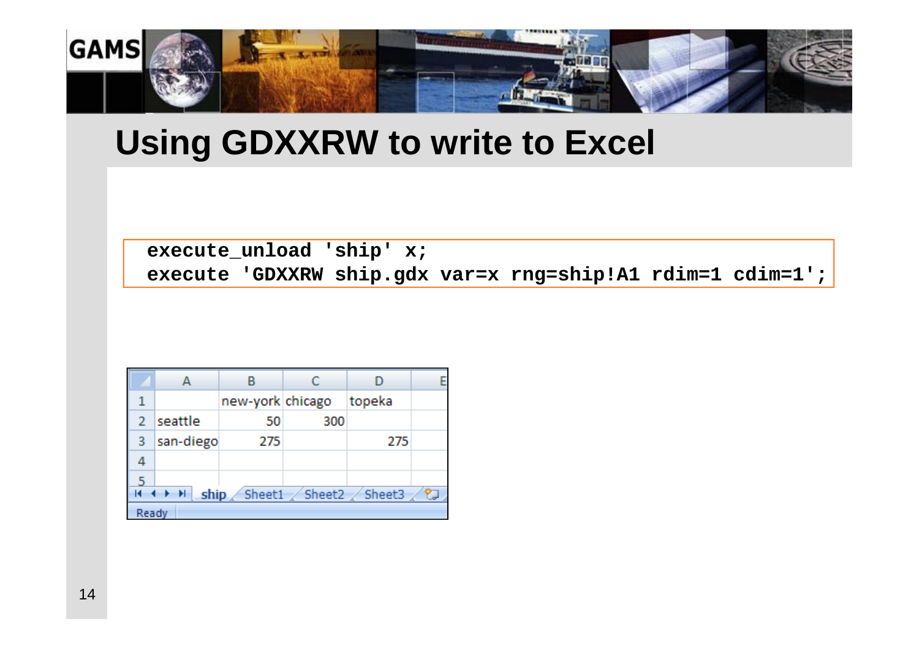# Using GDXXRW to write to Excel

```
execute_unload 'ship' x;
execute 'GDXXRW ship.gdx var=x rng=ship!A1 rdim=1 cdim=1';
```

| | new-york | chicago | topeka |
|---|---|---|---|
| seattle | 50 | 300 | |
| san-diego | 275 | | 275 |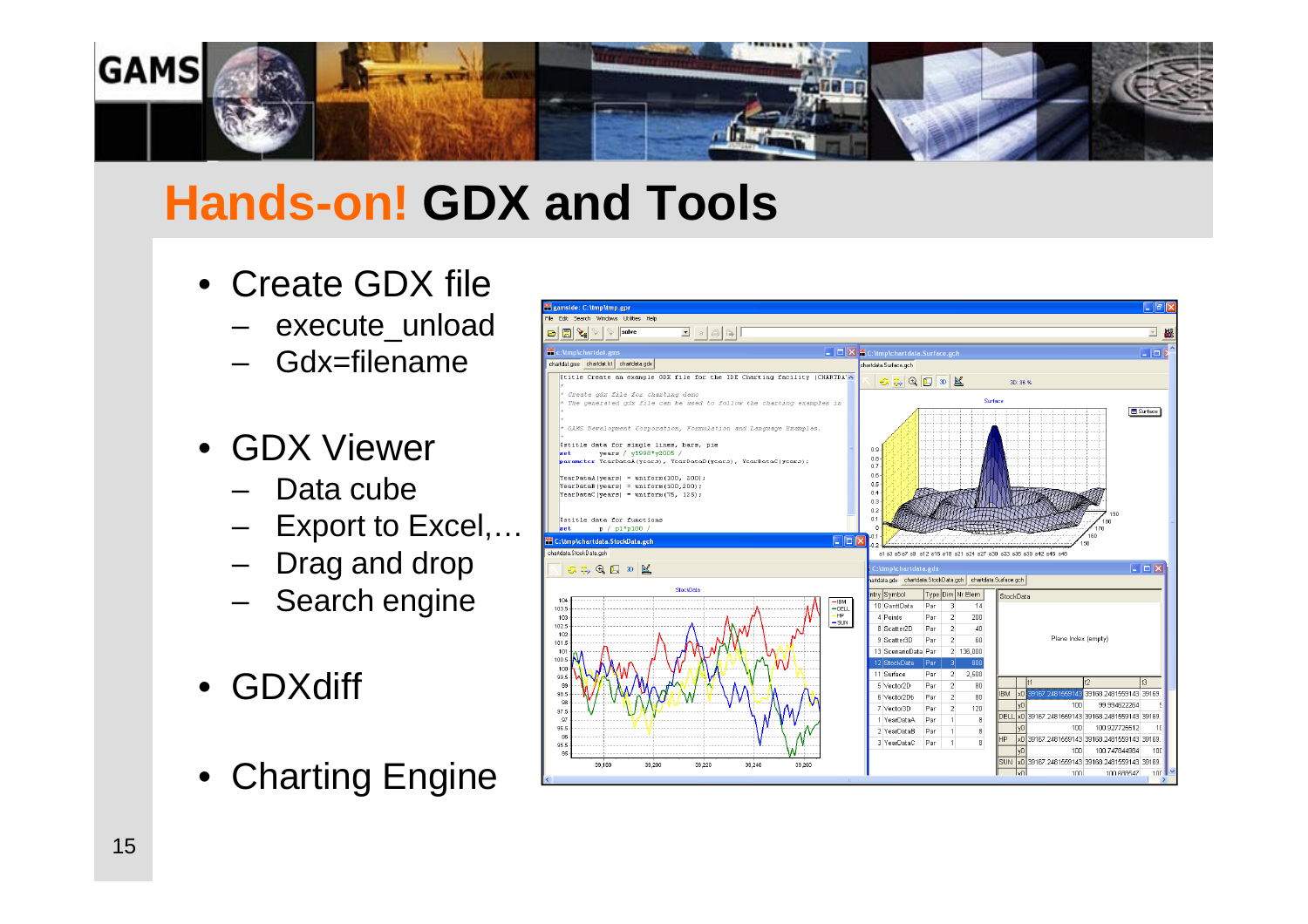# Hands-on! GDX and Tools

- Create GDX file
  - execute_unload
  - Gdx=filename
- GDX Viewer
  - Data cube
  - Export to Excel,…
  - Drag and drop
  - Search engine
- GDXdiff
- Charting Engine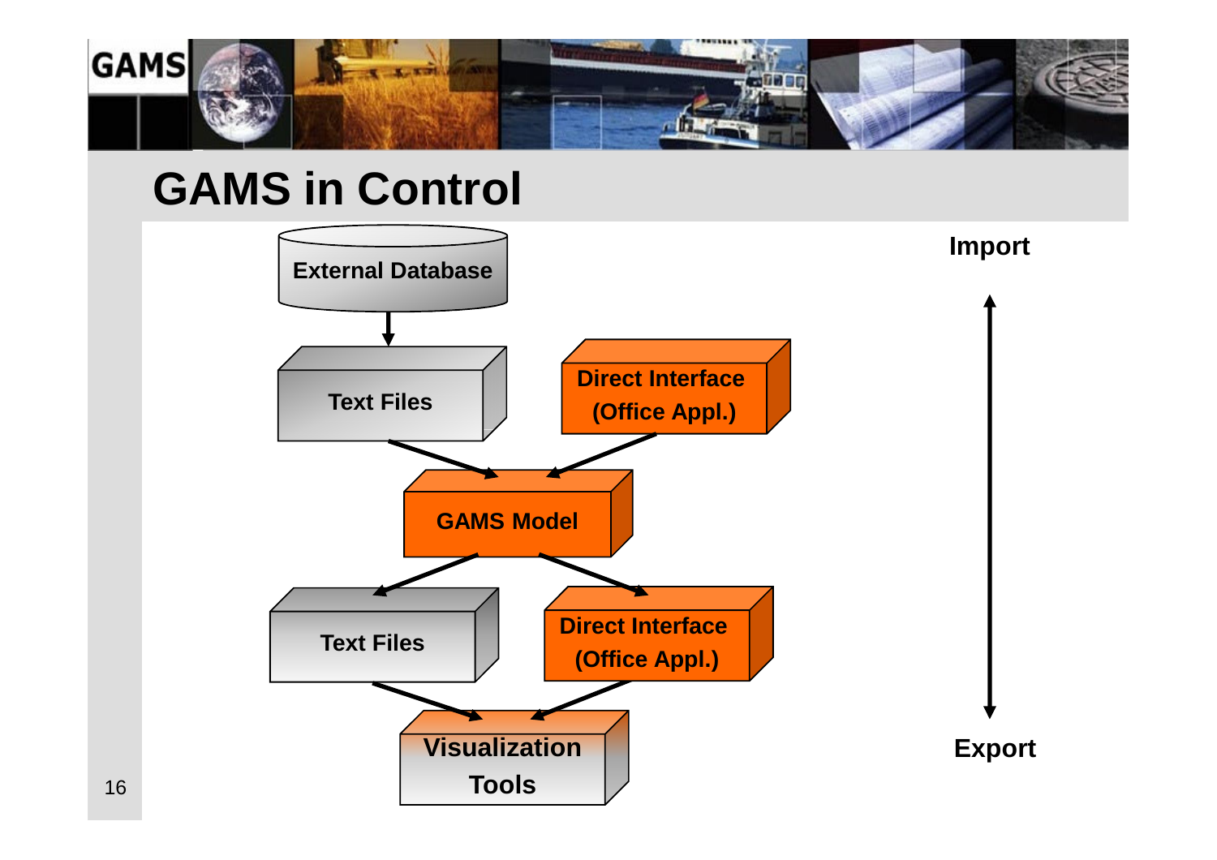# GAMS in Control

External Database

Text Files

Direct Interface (Office Appl.)

GAMS Model

Text Files

Direct Interface (Office Appl.)

Visualization Tools

Import

Export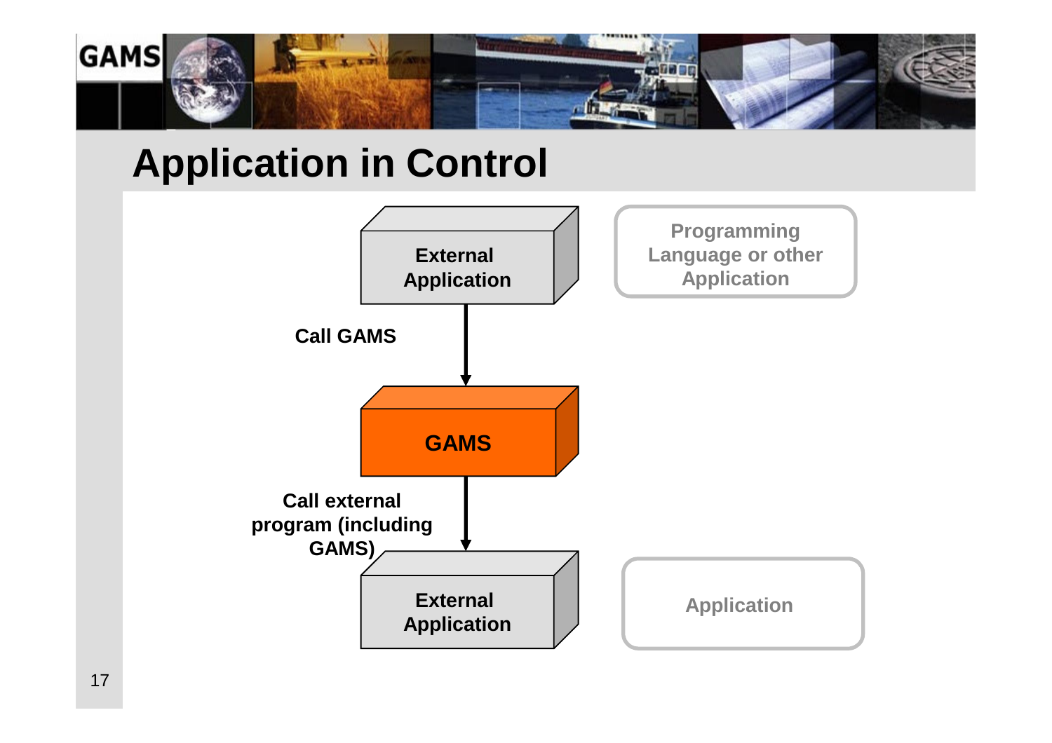# Application in Control

External Application

Call GAMS

GAMS

Call external program (including GAMS)

External Application

Programming Language or other Application

Application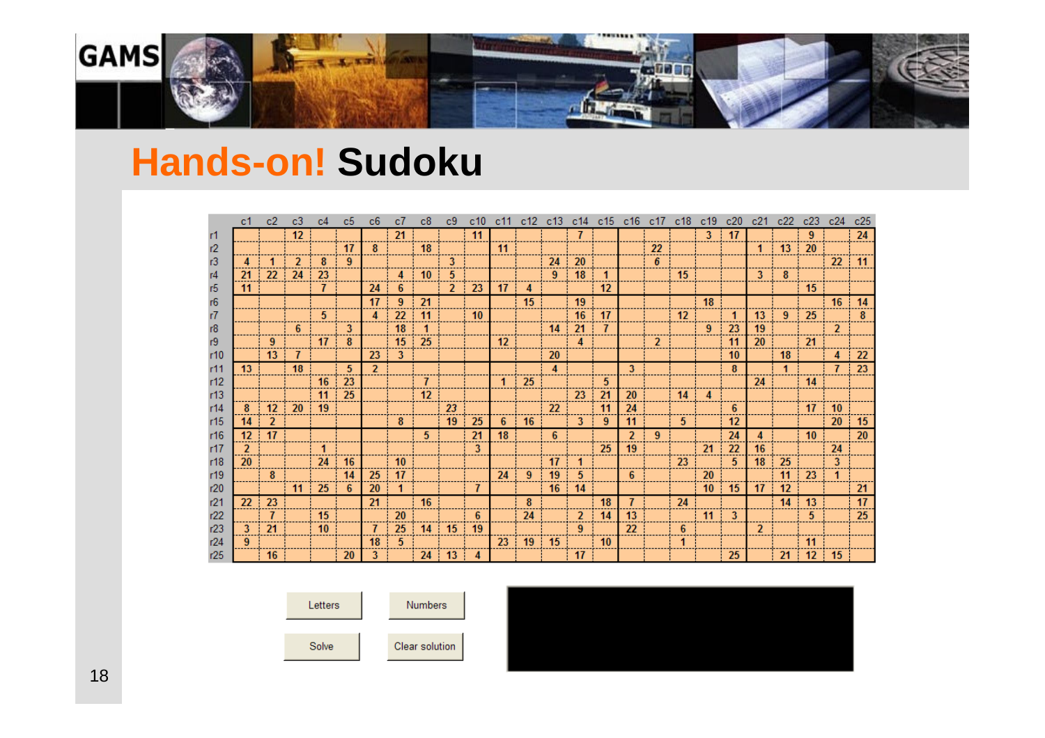# Hands-on! Sudoku

| | c1 | c2 | c3 | c4 | c5 | c6 | c7 | c8 | c9 | c10 | c11 | c12 | c13 | c14 | c15 | c16 | c17 | c18 | c19 | c20 | c21 | c22 | c23 | c24 | c25 |
|---|---|---|---|---|---|---|---|---|---|---|---|---|---|---|---|---|---|---|---|---|---|---|---|---|---|
| r1 | | | 12 | | | | 21 | | | 11 | | | | 7 | | | | | 3 | 17 | | | 9 | | 24 |
| r2 | | | | | 17 | 8 | | 18 | | | 11 | | | | | | 22 | | | | 1 | 13 | 20 | | |
| r3 | 4 | 1 | 2 | 8 | 9 | | | | 3 | | | | 24 | 20 | | | 6 | | | | | | | 22 | 11 |
| r4 | 21 | 22 | 24 | 23 | | | 4 | 10 | 5 | | | | 9 | 18 | 1 | | | 15 | | | 3 | 8 | | | |
| r5 | 11 | | | 7 | | 24 | 6 | | 2 | 23 | 17 | 4 | | | 12 | | | | | | | | 15 | | |
| r6 | | | | | | 17 | 9 | 21 | | | | 15 | | 19 | | | | | 18 | | | | | 16 | 14 |
| r7 | | | | 5 | | 4 | 22 | 11 | | 10 | | | | 16 | 17 | | | 12 | | 1 | 13 | 9 | 25 | | 8 |
| r8 | | | 6 | | 3 | | 18 | 1 | | | | | 14 | 21 | 7 | | | | 9 | 23 | 19 | | | 2 | |
| r9 | | 9 | | 17 | 8 | | 15 | 25 | | | 12 | | | 4 | | | 2 | | | 11 | 20 | | 21 | | |
| r10 | | 13 | 7 | | | 23 | 3 | | | | | | 20 | | | | | | | 10 | | 18 | | 4 | 22 |
| r11 | 13 | | 18 | | 5 | 2 | | | | | | | 4 | | | 3 | | | | 8 | | 1 | | 7 | 23 |
| r12 | | | | 16 | 23 | | | 7 | | | 1 | 25 | | | 5 | | | | | | 24 | | 14 | | |
| r13 | | | | 11 | 25 | | | 12 | | | | | | 23 | 21 | 20 | | 14 | 4 | | | | | | |
| r14 | 8 | 12 | 20 | 19 | | | | | 23 | | | | 22 | | 11 | 24 | | | | 6 | | | 17 | 10 | |
| r15 | 14 | 2 | | | | | 8 | | 19 | 25 | 6 | 16 | | 3 | 9 | 11 | | 5 | | 12 | | | | 20 | 15 |
| r16 | 12 | 17 | | | | | | 5 | | 21 | 18 | | 6 | | | 2 | 9 | | | 24 | 4 | | 10 | | 20 |
| r17 | 2 | | | 1 | | | | | | 3 | | | | | 25 | 19 | | | 21 | 22 | 16 | | | 24 | |
| r18 | 20 | | | 24 | 16 | | 10 | | | | | | 17 | 1 | | | | 23 | | 5 | 18 | 25 | | 3 | |
| r19 | | 8 | | | 14 | 25 | 17 | | | | 24 | 9 | 19 | 5 | | 6 | | | 20 | | | 11 | 23 | 1 | |
| r20 | | | 11 | 25 | 6 | 20 | 1 | | | 7 | | | 16 | 14 | | | | | 10 | 15 | 17 | 12 | | | 21 |
| r21 | 22 | 23 | | | | 21 | | 16 | | | | 8 | | | 18 | 7 | | 24 | | | | 14 | 13 | | 17 |
| r22 | | 7 | | 15 | | | 20 | | | 6 | | 24 | | 2 | 14 | 13 | | | 11 | 3 | | | 5 | | 25 |
| r23 | 3 | 21 | | 10 | | 7 | 25 | 14 | 15 | 19 | | | | 9 | | 22 | | 6 | | | 2 | | | | |
| r24 | 9 | | | | | 18 | 5 | | | | 23 | 19 | 15 | | 10 | | | 1 | | | | | 11 | | |
| r25 | | 16 | | | 20 | 3 | | 24 | 13 | 4 | | | | 17 | | | | | | 25 | | 21 | 12 | 15 | |

Letters | Numbers

Solve | Clear solution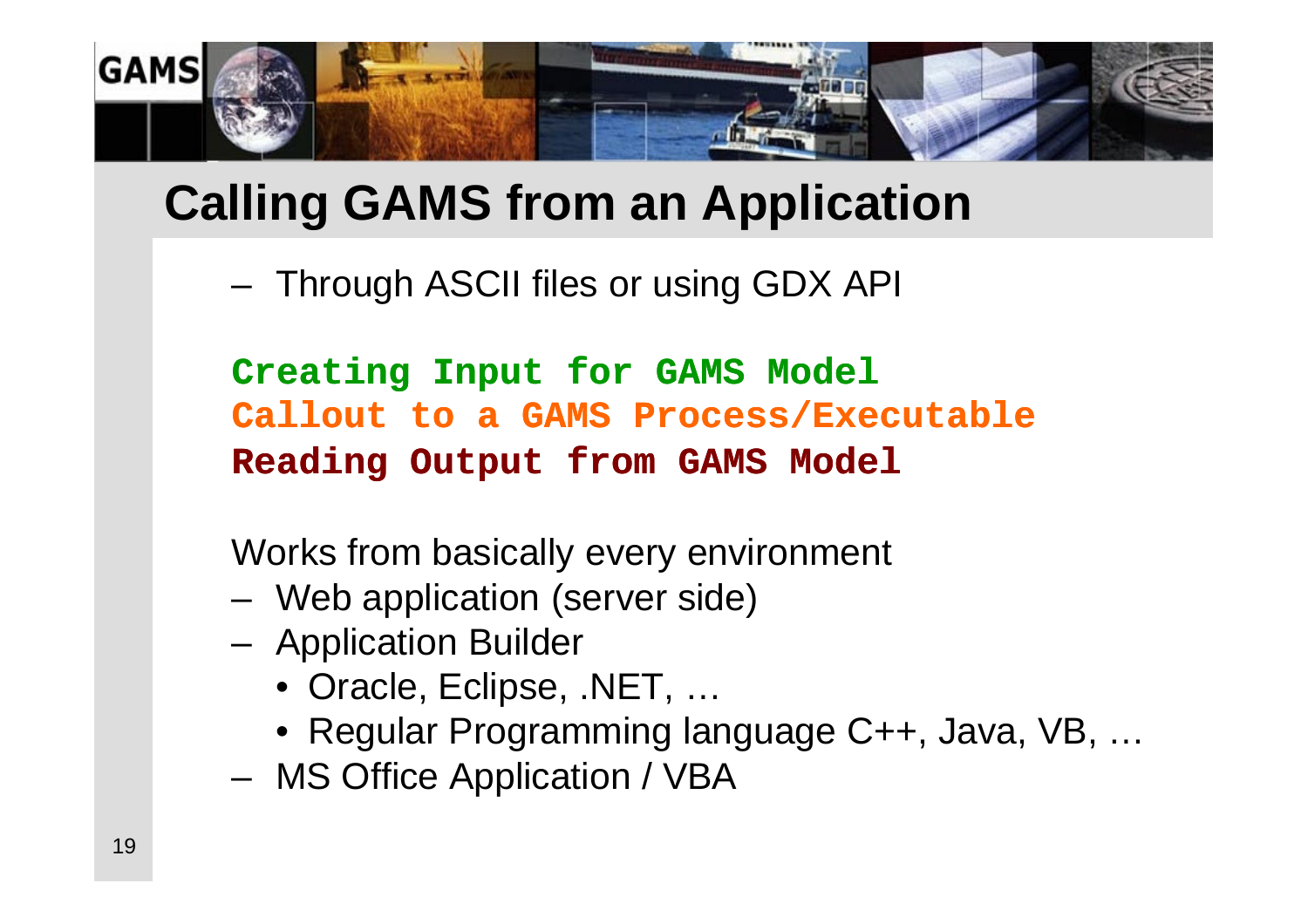# Calling GAMS from an Application

- Through ASCII files or using GDX API

```
Creating Input for GAMS Model
Callout to a GAMS Process/Executable
Reading Output from GAMS Model
```

Works from basically every environment

- Web application (server side)
- Application Builder
  - Oracle, Eclipse, .NET, …
  - Regular Programming language C++, Java, VB, …
- MS Office Application / VBA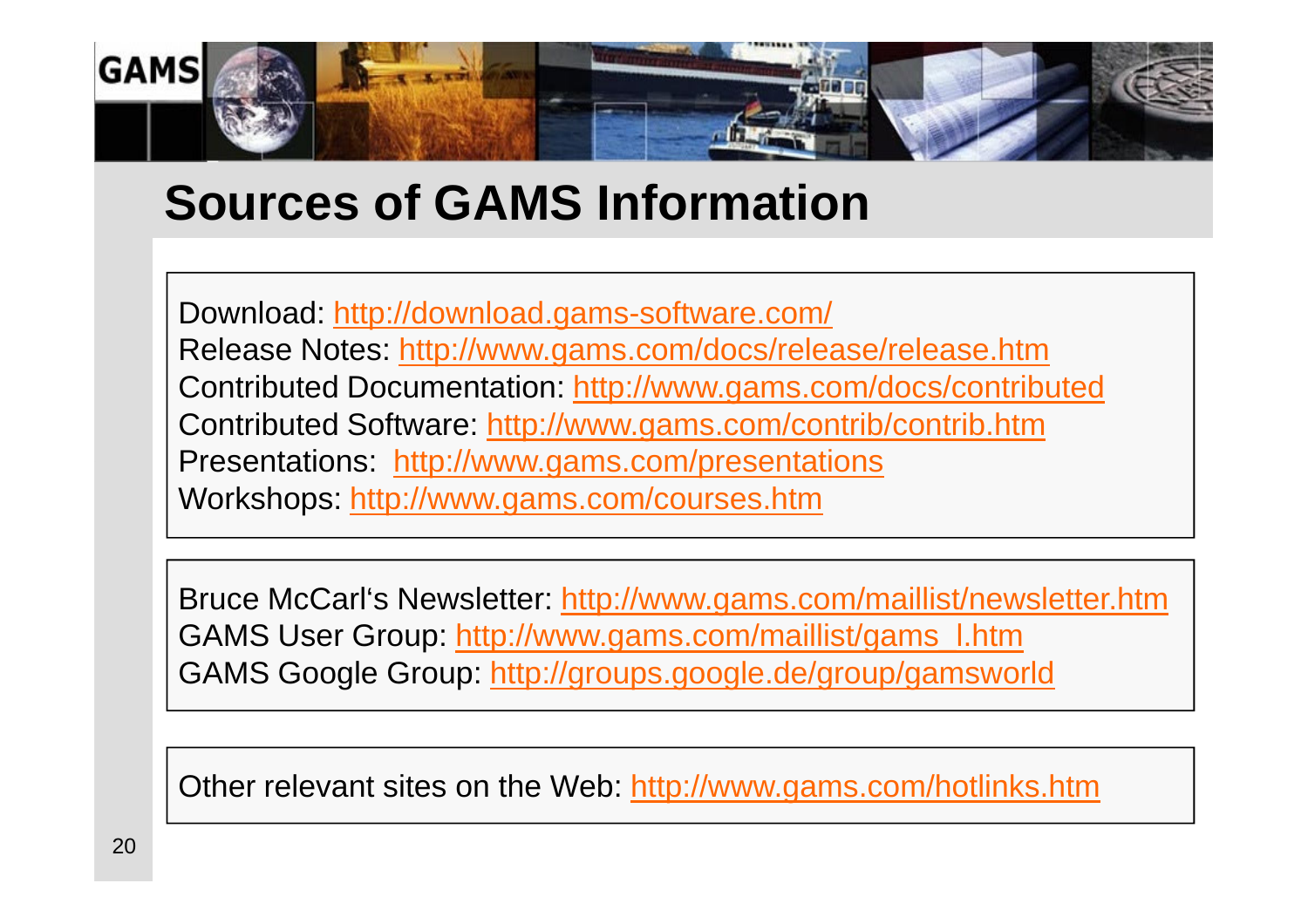# Sources of GAMS Information

Download: http://download.gams-software.com/
Release Notes: http://www.gams.com/docs/release/release.htm
Contributed Documentation: http://www.gams.com/docs/contributed
Contributed Software: http://www.gams.com/contrib/contrib.htm
Presentations: http://www.gams.com/presentations
Workshops: http://www.gams.com/courses.htm

Bruce McCarl's Newsletter: http://www.gams.com/maillist/newsletter.htm
GAMS User Group: http://www.gams.com/maillist/gams_l.htm
GAMS Google Group: http://groups.google.de/group/gamsworld

Other relevant sites on the Web: http://www.gams.com/hotlinks.htm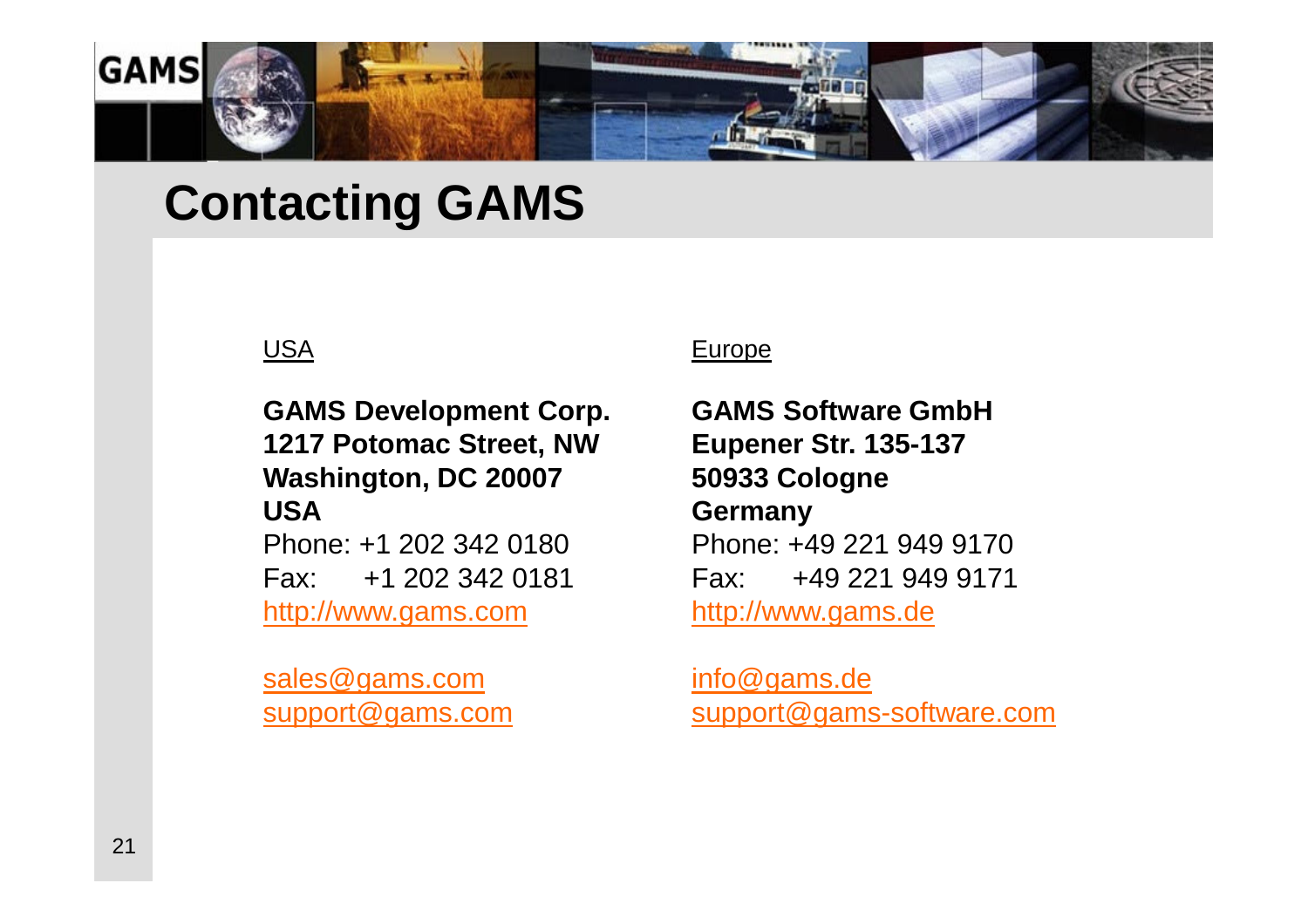# Contacting GAMS

USA

**GAMS Development Corp.**
**1217 Potomac Street, NW**
**Washington, DC 20007**
**USA**
Phone: +1 202 342 0180
Fax: +1 202 342 0181
http://www.gams.com

sales@gams.com
support@gams.com

Europe

**GAMS Software GmbH**
**Eupener Str. 135-137**
**50933 Cologne**
**Germany**
Phone: +49 221 949 9170
Fax: +49 221 949 9171
http://www.gams.de

info@gams.de
support@gams-software.com